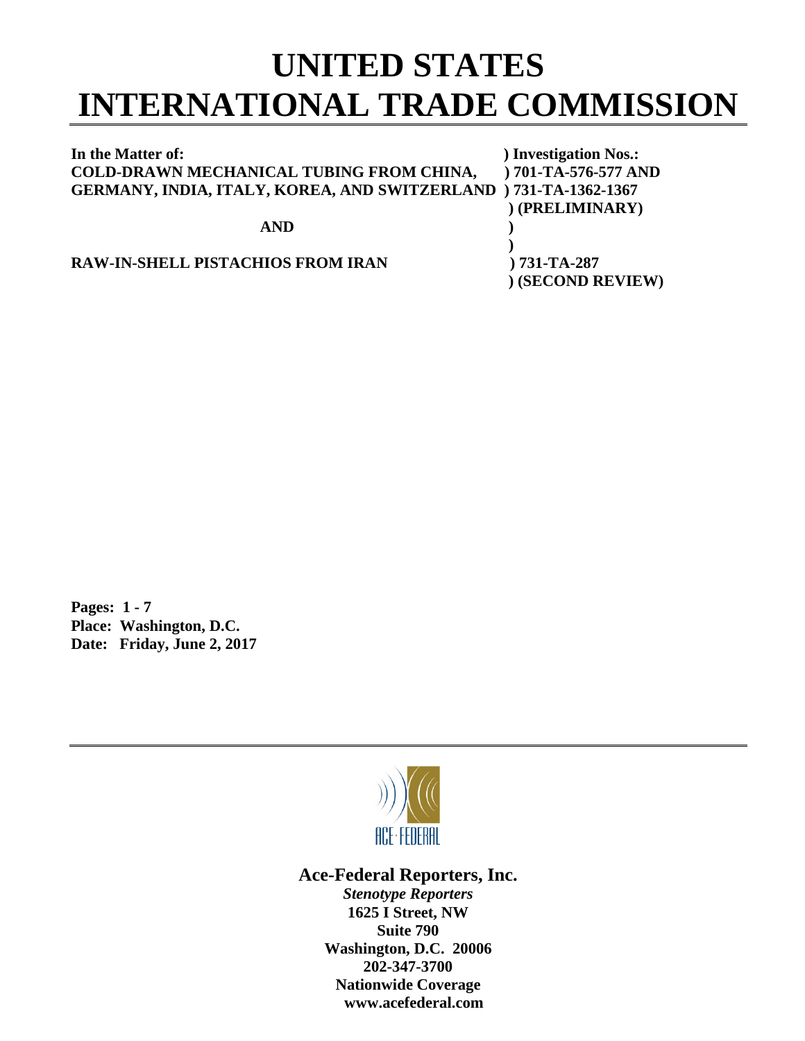# UNITED STATES INTERNATIONAL TRADE COMMISSION

**In the Matter of:** ) **Investigation Nos.:**
**COLD-DRAWN MECHANICAL TUBING FROM CHINA,** ) **701-TA-576-577 AND**
**GERMANY, INDIA, ITALY, KOREA, AND SWITZERLAND** ) **731-TA-1362-1367**
) **(PRELIMINARY)**

**AND** )
)

**RAW-IN-SHELL PISTACHIOS FROM IRAN** ) **731-TA-287**
) **(SECOND REVIEW)**

**Pages: 1 - 7**
**Place: Washington, D.C.**
**Date: Friday, June 2, 2017**

ACE·FEDERAL

**Ace-Federal Reporters, Inc.**

***Stenotype Reporters***
**1625 I Street, NW**
**Suite 790**
**Washington, D.C. 20006**
**202-347-3700**
**Nationwide Coverage**
**www.acefederal.com**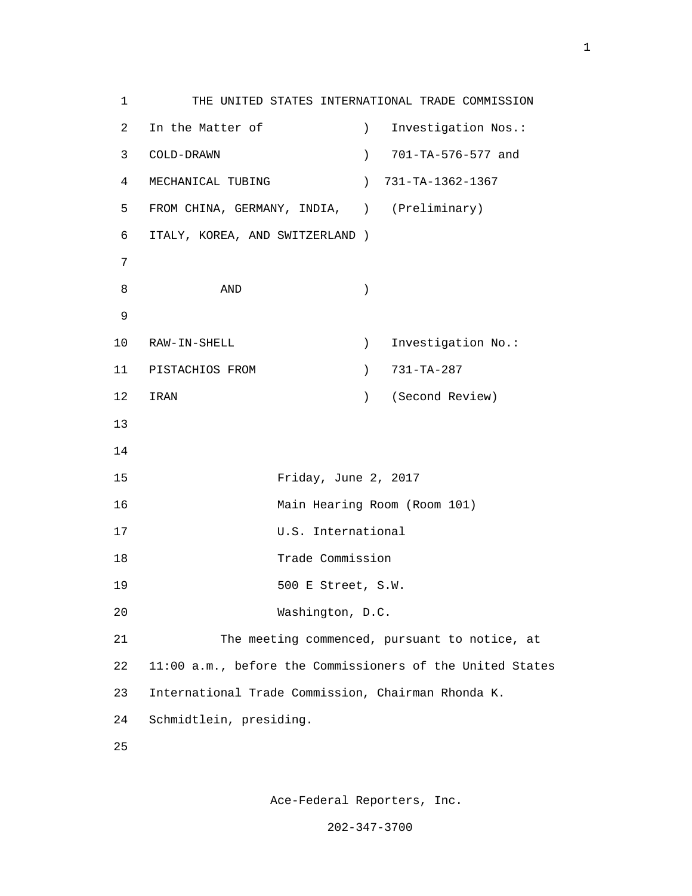THE UNITED STATES INTERNATIONAL TRADE COMMISSION

| In the Matter of | ) | Investigation Nos.: |
|---|---|---|
| COLD-DRAWN | ) | 701-TA-576-577 and |
| MECHANICAL TUBING | ) | 731-TA-1362-1367 |
| FROM CHINA, GERMANY, INDIA, | ) | (Preliminary) |
| ITALY, KOREA, AND SWITZERLAND | ) | |
| AND | ) | |
| RAW-IN-SHELL | ) | Investigation No.: |
| PISTACHIOS FROM | ) | 731-TA-287 |
| IRAN | ) | (Second Review) |

Friday, June 2, 2017

Main Hearing Room (Room 101)

U.S. International

Trade Commission

500 E Street, S.W.

Washington, D.C.

The meeting commenced, pursuant to notice, at 11:00 a.m., before the Commissioners of the United States International Trade Commission, Chairman Rhonda K. Schmidtlein, presiding.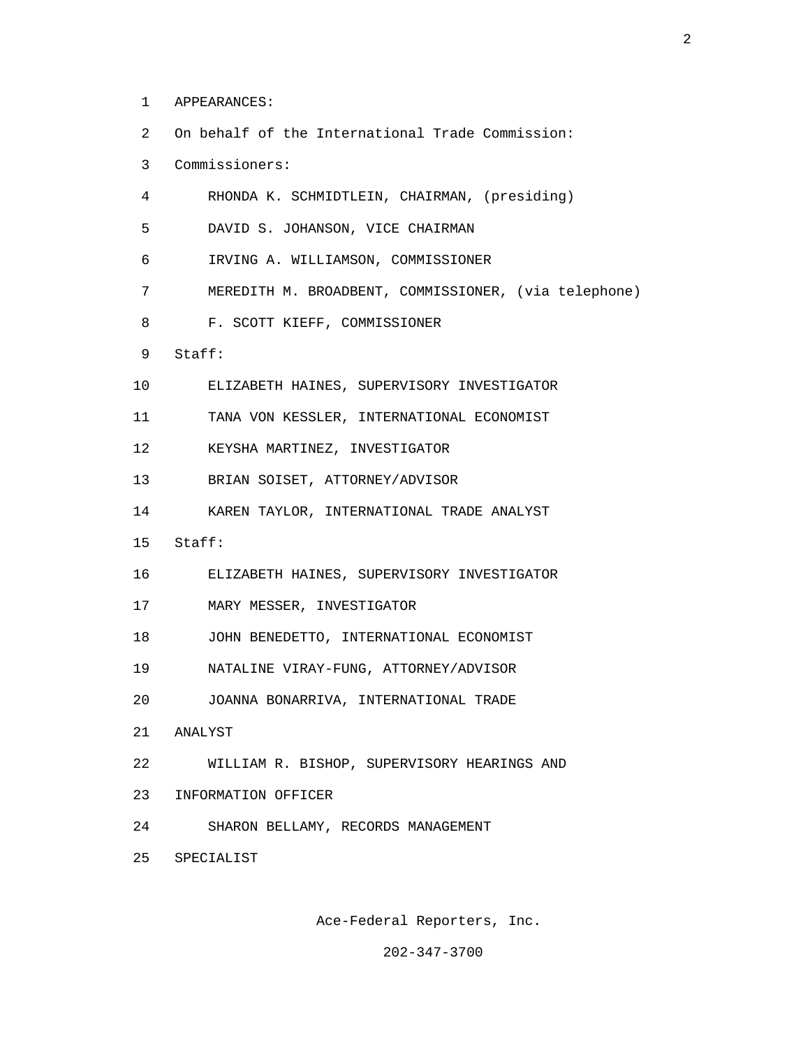APPEARANCES:

On behalf of the International Trade Commission:

Commissioners:

RHONDA K. SCHMIDTLEIN, CHAIRMAN, (presiding)

DAVID S. JOHANSON, VICE CHAIRMAN

IRVING A. WILLIAMSON, COMMISSIONER

MEREDITH M. BROADBENT, COMMISSIONER, (via telephone)

F. SCOTT KIEFF, COMMISSIONER

Staff:

ELIZABETH HAINES, SUPERVISORY INVESTIGATOR

TANA VON KESSLER, INTERNATIONAL ECONOMIST

KEYSHA MARTINEZ, INVESTIGATOR

BRIAN SOISET, ATTORNEY/ADVISOR

KAREN TAYLOR, INTERNATIONAL TRADE ANALYST

Staff:

ELIZABETH HAINES, SUPERVISORY INVESTIGATOR

MARY MESSER, INVESTIGATOR

JOHN BENEDETTO, INTERNATIONAL ECONOMIST

NATALINE VIRAY-FUNG, ATTORNEY/ADVISOR

JOANNA BONARRIVA, INTERNATIONAL TRADE ANALYST

WILLIAM R. BISHOP, SUPERVISORY HEARINGS AND INFORMATION OFFICER

SHARON BELLAMY, RECORDS MANAGEMENT SPECIALIST

Ace-Federal Reporters, Inc.

202-347-3700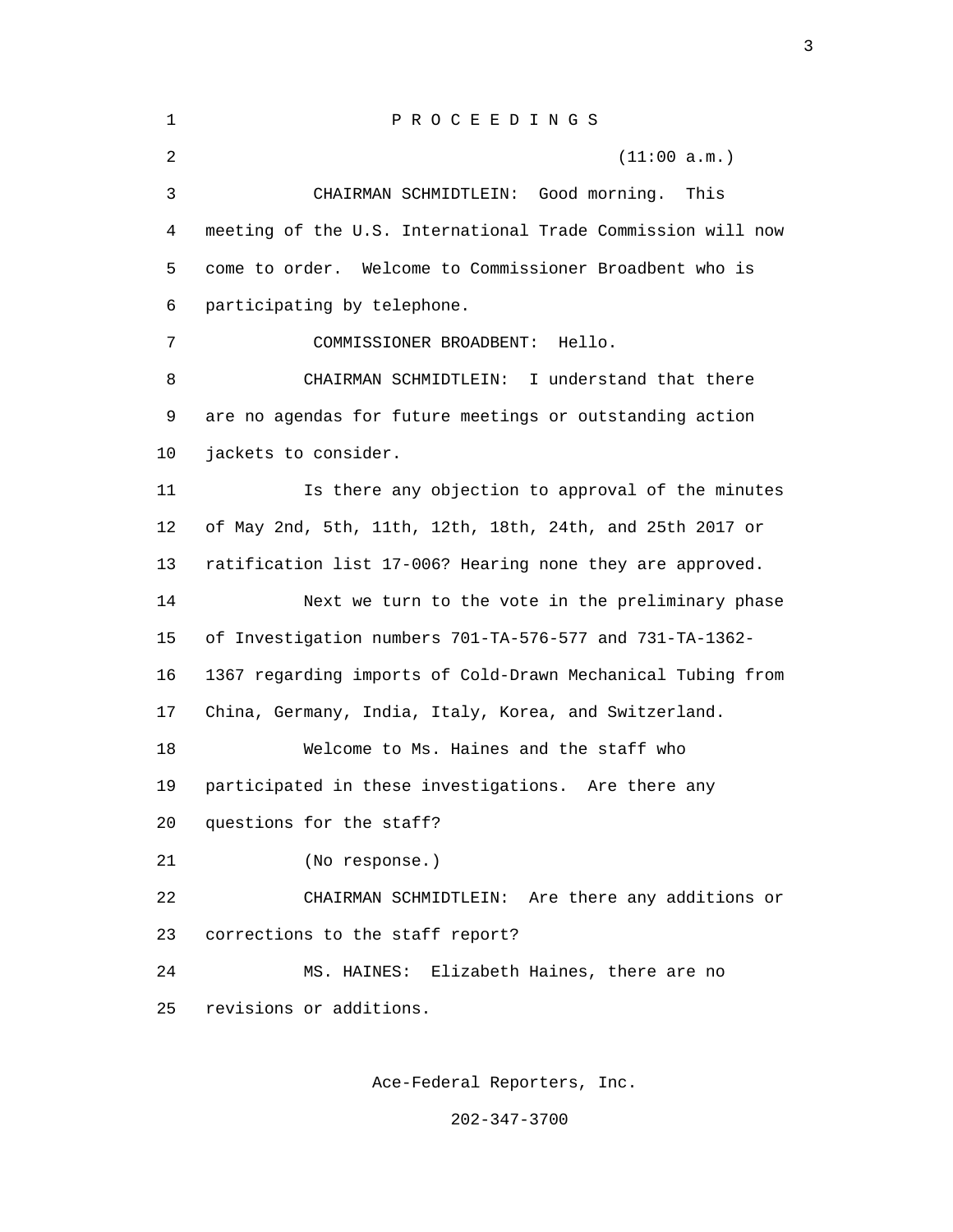P R O C E E D I N G S

(11:00 a.m.)

CHAIRMAN SCHMIDTLEIN: Good morning. This meeting of the U.S. International Trade Commission will now come to order. Welcome to Commissioner Broadbent who is participating by telephone.

COMMISSIONER BROADBENT: Hello.

CHAIRMAN SCHMIDTLEIN: I understand that there are no agendas for future meetings or outstanding action jackets to consider.

Is there any objection to approval of the minutes of May 2nd, 5th, 11th, 12th, 18th, 24th, and 25th 2017 or ratification list 17-006? Hearing none they are approved.

Next we turn to the vote in the preliminary phase of Investigation numbers 701-TA-576-577 and 731-TA-1362-1367 regarding imports of Cold-Drawn Mechanical Tubing from China, Germany, India, Italy, Korea, and Switzerland.

Welcome to Ms. Haines and the staff who participated in these investigations. Are there any questions for the staff?

(No response.)

CHAIRMAN SCHMIDTLEIN: Are there any additions or corrections to the staff report?

MS. HAINES: Elizabeth Haines, there are no revisions or additions.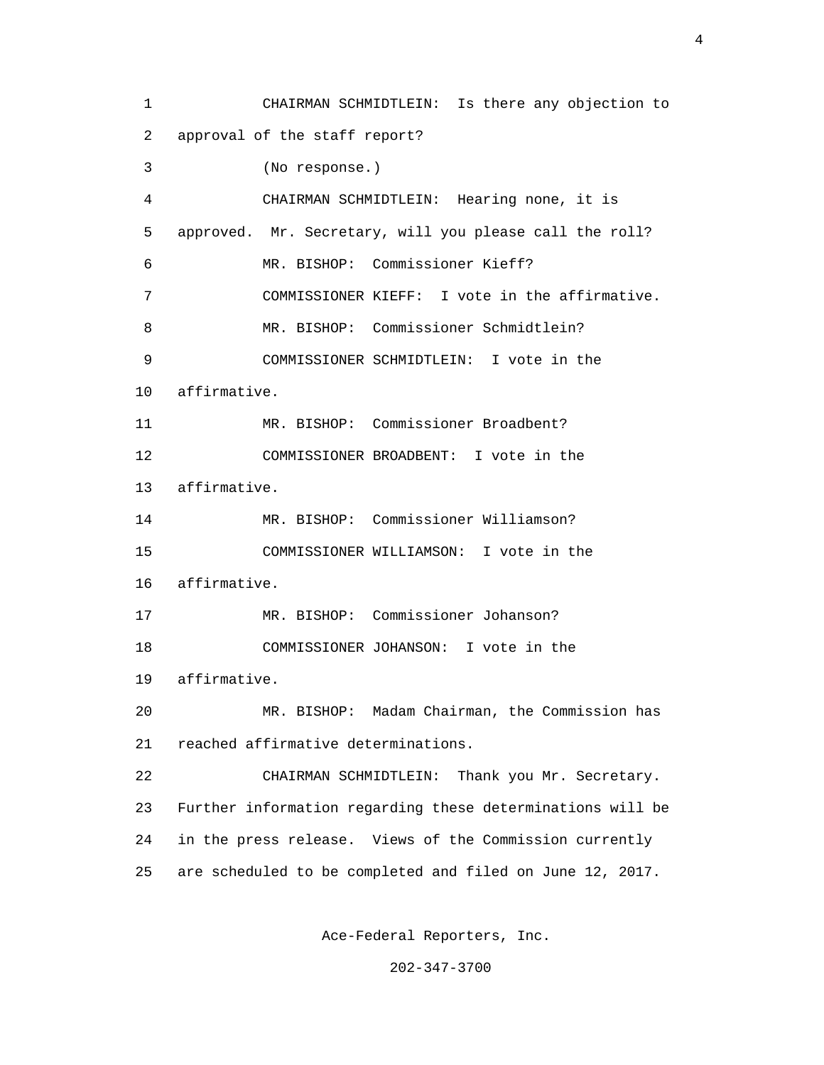CHAIRMAN SCHMIDTLEIN: Is there any objection to approval of the staff report?

(No response.)

CHAIRMAN SCHMIDTLEIN: Hearing none, it is approved. Mr. Secretary, will you please call the roll?

MR. BISHOP: Commissioner Kieff?

COMMISSIONER KIEFF: I vote in the affirmative.

MR. BISHOP: Commissioner Schmidtlein?

COMMISSIONER SCHMIDTLEIN: I vote in the affirmative.

MR. BISHOP: Commissioner Broadbent?

COMMISSIONER BROADBENT: I vote in the affirmative.

MR. BISHOP: Commissioner Williamson?

COMMISSIONER WILLIAMSON: I vote in the affirmative.

MR. BISHOP: Commissioner Johanson?

COMMISSIONER JOHANSON: I vote in the affirmative.

MR. BISHOP: Madam Chairman, the Commission has reached affirmative determinations.

CHAIRMAN SCHMIDTLEIN: Thank you Mr. Secretary. Further information regarding these determinations will be in the press release. Views of the Commission currently are scheduled to be completed and filed on June 12, 2017.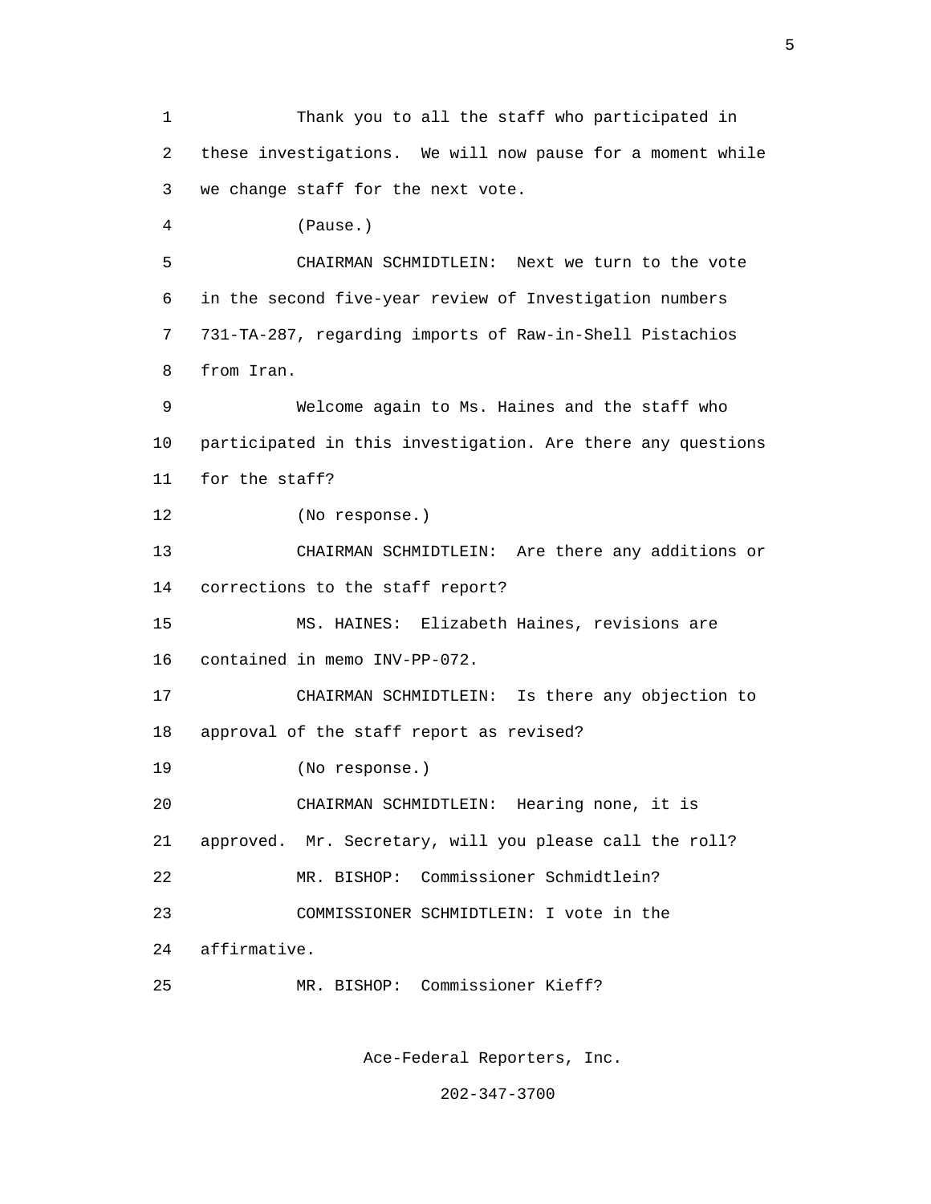Thank you to all the staff who participated in these investigations. We will now pause for a moment while we change staff for the next vote.

(Pause.)

CHAIRMAN SCHMIDTLEIN: Next we turn to the vote in the second five-year review of Investigation numbers 731-TA-287, regarding imports of Raw-in-Shell Pistachios from Iran.

Welcome again to Ms. Haines and the staff who participated in this investigation. Are there any questions for the staff?

(No response.)

CHAIRMAN SCHMIDTLEIN: Are there any additions or corrections to the staff report?

MS. HAINES: Elizabeth Haines, revisions are contained in memo INV-PP-072.

CHAIRMAN SCHMIDTLEIN: Is there any objection to approval of the staff report as revised?

(No response.)

CHAIRMAN SCHMIDTLEIN: Hearing none, it is approved. Mr. Secretary, will you please call the roll?

MR. BISHOP: Commissioner Schmidtlein?

COMMISSIONER SCHMIDTLEIN: I vote in the affirmative.

MR. BISHOP: Commissioner Kieff?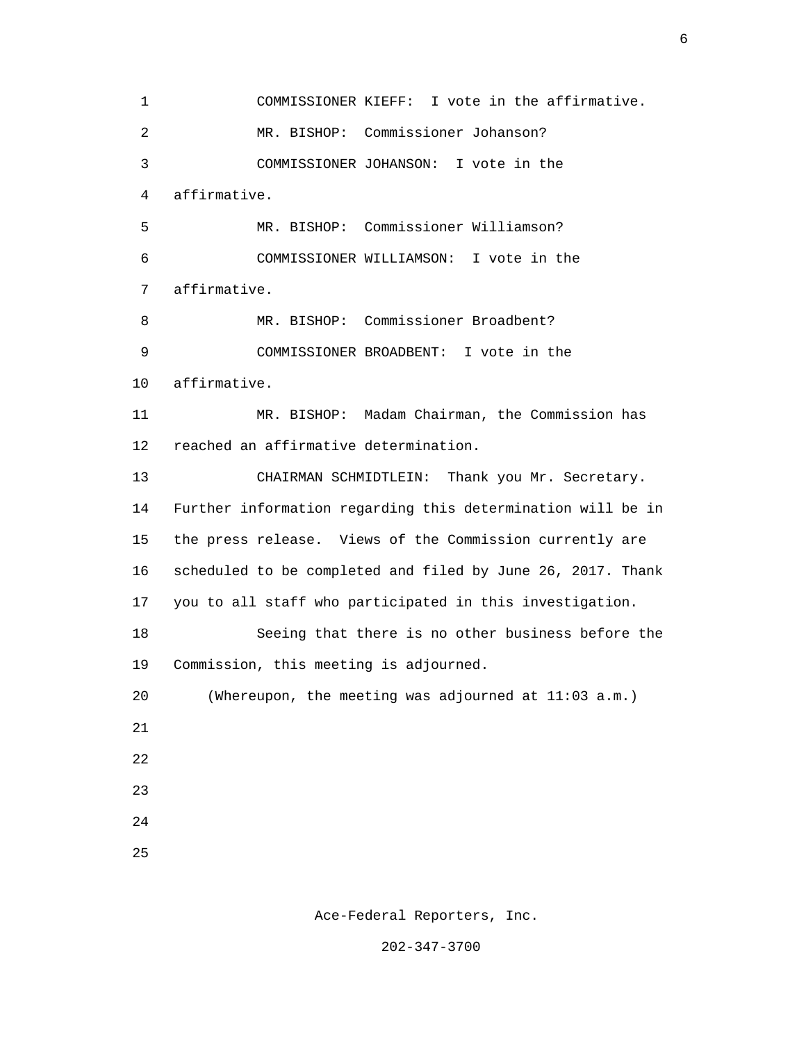COMMISSIONER KIEFF: I vote in the affirmative.

MR. BISHOP: Commissioner Johanson?

COMMISSIONER JOHANSON: I vote in the affirmative.

MR. BISHOP: Commissioner Williamson?

COMMISSIONER WILLIAMSON: I vote in the affirmative.

MR. BISHOP: Commissioner Broadbent?

COMMISSIONER BROADBENT: I vote in the affirmative.

MR. BISHOP: Madam Chairman, the Commission has reached an affirmative determination.

CHAIRMAN SCHMIDTLEIN: Thank you Mr. Secretary. Further information regarding this determination will be in the press release. Views of the Commission currently are scheduled to be completed and filed by June 26, 2017. Thank you to all staff who participated in this investigation.

Seeing that there is no other business before the Commission, this meeting is adjourned.

(Whereupon, the meeting was adjourned at 11:03 a.m.)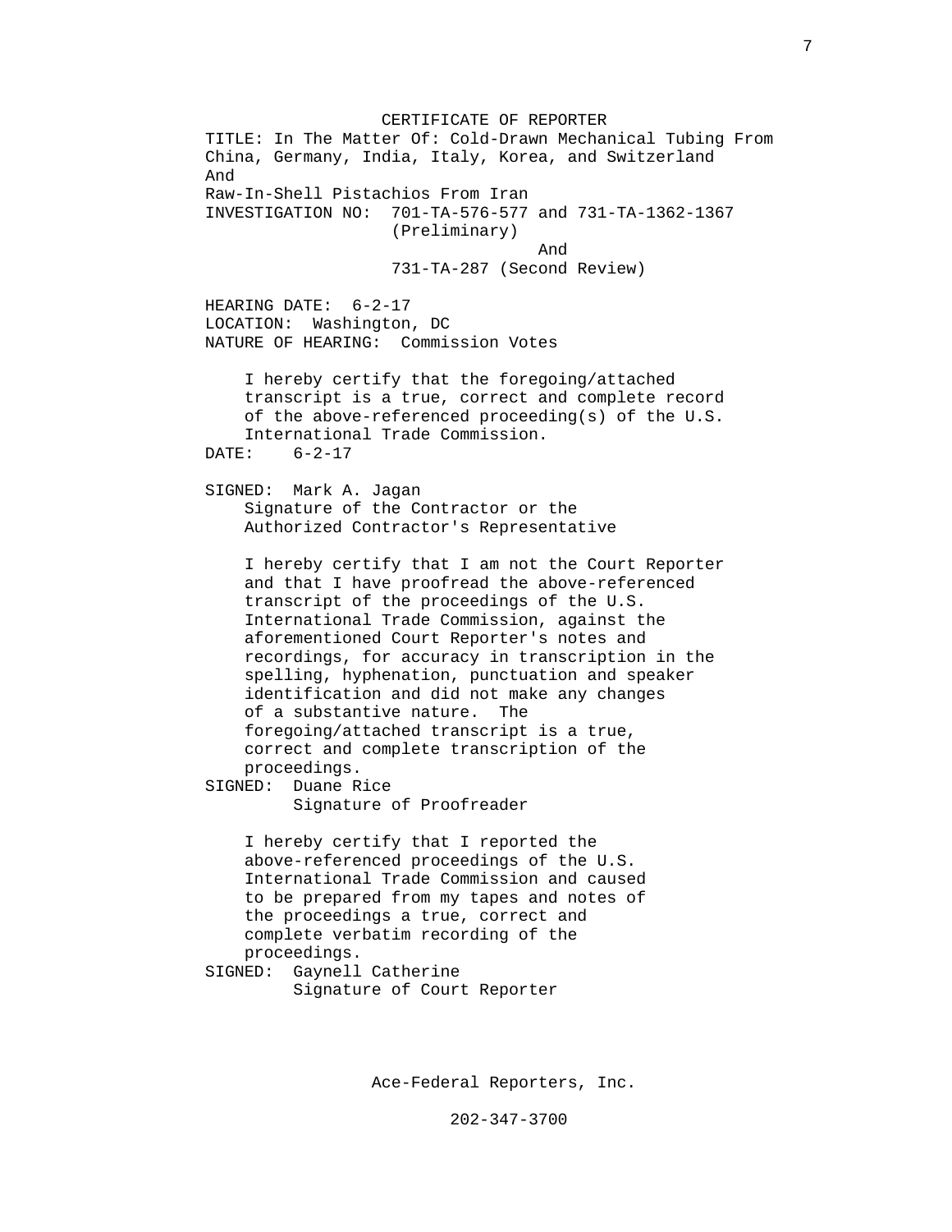# CERTIFICATE OF REPORTER

TITLE: In The Matter Of: Cold-Drawn Mechanical Tubing From China, Germany, India, Italy, Korea, and Switzerland
And
Raw-In-Shell Pistachios From Iran

INVESTIGATION NO: 701-TA-576-577 and 731-TA-1362-1367 (Preliminary)
And
731-TA-287 (Second Review)

HEARING DATE: 6-2-17

LOCATION: Washington, DC

NATURE OF HEARING: Commission Votes

I hereby certify that the foregoing/attached transcript is a true, correct and complete record of the above-referenced proceeding(s) of the U.S. International Trade Commission.

DATE: 6-2-17

SIGNED: Mark A. Jagan
Signature of the Contractor or the Authorized Contractor's Representative

I hereby certify that I am not the Court Reporter and that I have proofread the above-referenced transcript of the proceedings of the U.S. International Trade Commission, against the aforementioned Court Reporter's notes and recordings, for accuracy in transcription in the spelling, hyphenation, punctuation and speaker identification and did not make any changes of a substantive nature. The foregoing/attached transcript is a true, correct and complete transcription of the proceedings.

SIGNED: Duane Rice
Signature of Proofreader

I hereby certify that I reported the above-referenced proceedings of the U.S. International Trade Commission and caused to be prepared from my tapes and notes of the proceedings a true, correct and complete verbatim recording of the proceedings.

SIGNED: Gaynell Catherine
Signature of Court Reporter